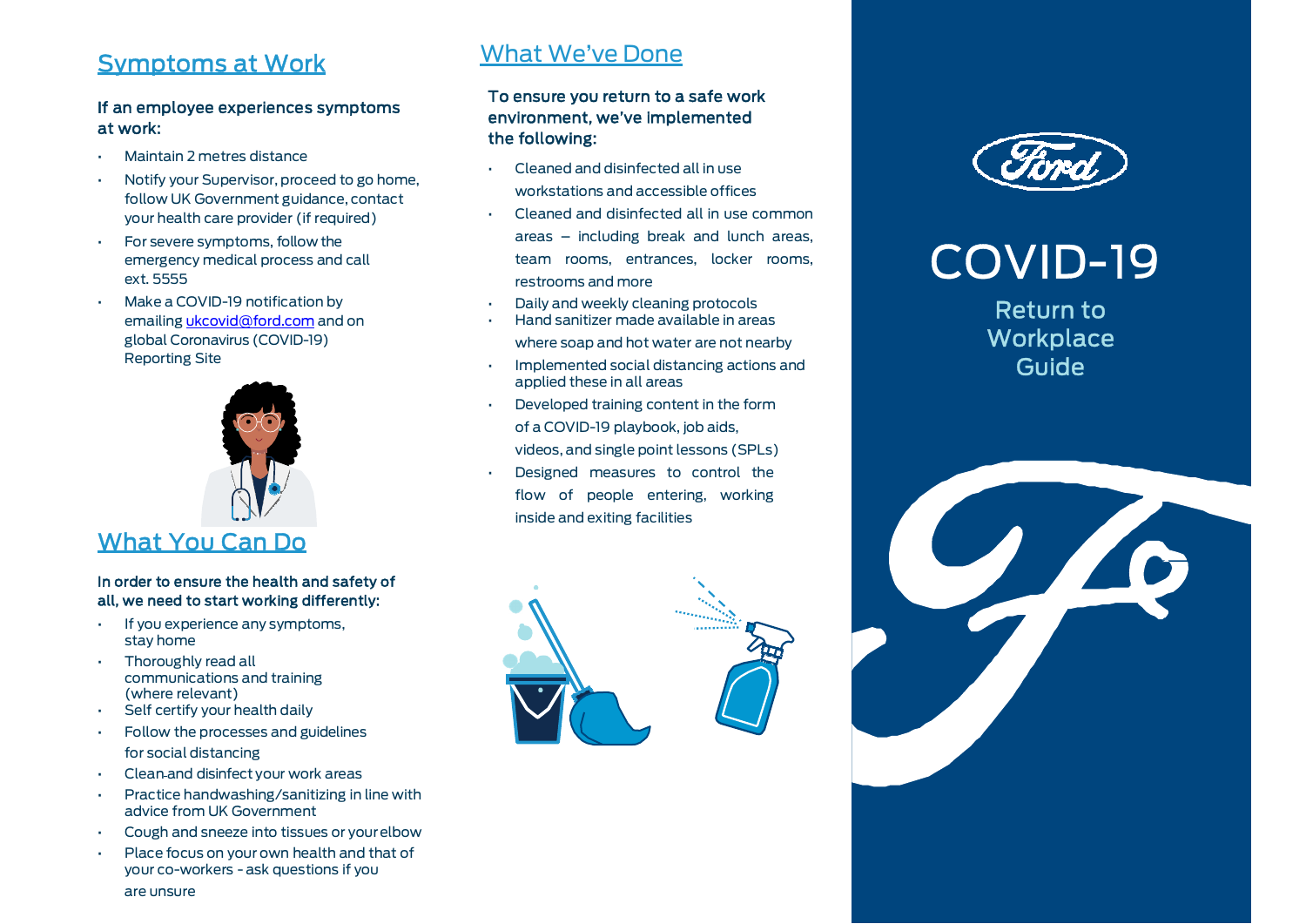## Symptoms at Work

**If an employee experiences symptoms at work:**

- Maintain 2 metres distance
- Notify your Supervisor, proceed to go home, follow UK Government guidance, contact your health care provider (if required)
- For severe symptoms, follow the emergency medical process and call ext. 5555
- Make a COVID-19 notification by emailing ukcovid@ford.com and on global Coronavirus (COVID-19) Reporting Site

## What You Can Do

**In order to ensure the health and safety of all, we need to start working differently:**

- If you experience any symptoms, stay home
- Thoroughly read all communications and training (where relevant)
- Self certify your health daily
- Follow the processes and guidelines for social distancing
- Clean and disinfect your work areas
- Practice handwashing/sanitizing in line with advice from UK Government
- Cough and sneeze into tissues or your elbow
- Place focus on your own health and that of your co-workers - ask questions if you are unsure

## What We've Done

**To ensure you return to a safe work environment, we've implemented the following:**

- Cleaned and disinfected all in use workstations and accessible offices
- Cleaned and disinfected all in use common areas – including break and lunch areas, team rooms, entrances, locker rooms, restrooms and more
- Daily and weekly cleaning protocols
- Hand sanitizer made available in areas where soap and hot water are not nearby
- Implemented social distancing actions and applied these in all areas
- Developed training content in the form of a COVID-19 playbook, job aids, videos, and single point lessons (SPLs)
- Designed measures to control the flow of people entering, working inside and exiting facilities

Ford

# COVID-19

## Return to Workplace Guide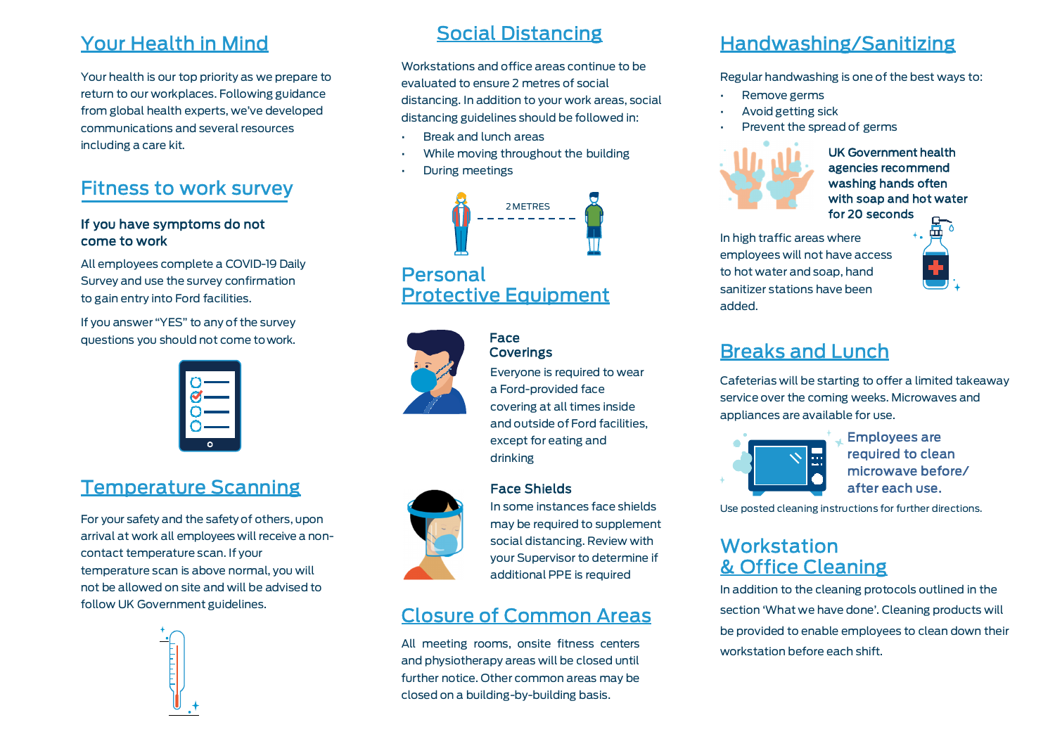## Your Health in Mind

Your health is our top priority as we prepare to return to our workplaces. Following guidance from global health experts, we've developed communications and several resources including a care kit.

## Fitness to work survey

**If you have symptoms do not come to work**

All employees complete a COVID-19 Daily Survey and use the survey confirmation to gain entry into Ford facilities.

If you answer "YES" to any of the survey questions you should not come to work.

## Temperature Scanning

For your safety and the safety of others, upon arrival at work all employees will receive a non-contact temperature scan. If your temperature scan is above normal, you will not be allowed on site and will be advised to follow UK Government guidelines.

## Social Distancing

Workstations and office areas continue to be evaluated to ensure 2 metres of social distancing. In addition to your work areas, social distancing guidelines should be followed in:

- Break and lunch areas
- While moving throughout the building
- During meetings

2 METRES

## Personal Protective Equipment

**Face Coverings**

Everyone is required to wear a Ford-provided face covering at all times inside and outside of Ford facilities, except for eating and drinking

**Face Shields**

In some instances face shields may be required to supplement social distancing. Review with your Supervisor to determine if additional PPE is required

## Closure of Common Areas

All meeting rooms, onsite fitness centers and physiotherapy areas will be closed until further notice. Other common areas may be closed on a building-by-building basis.

## Handwashing/Sanitizing

Regular handwashing is one of the best ways to:

- Remove germs
- Avoid getting sick
- Prevent the spread of germs

**UK Government health agencies recommend washing hands often with soap and hot water for 20 seconds**

In high traffic areas where employees will not have access to hot water and soap, hand sanitizer stations have been added.

## Breaks and Lunch

Cafeterias will be starting to offer a limited takeaway service over the coming weeks. Microwaves and appliances are available for use.

**Employees are required to clean microwave before/ after each use.**

Use posted cleaning instructions for further directions.

## Workstation & Office Cleaning

In addition to the cleaning protocols outlined in the section 'What we have done'. Cleaning products will be provided to enable employees to clean down their workstation before each shift.